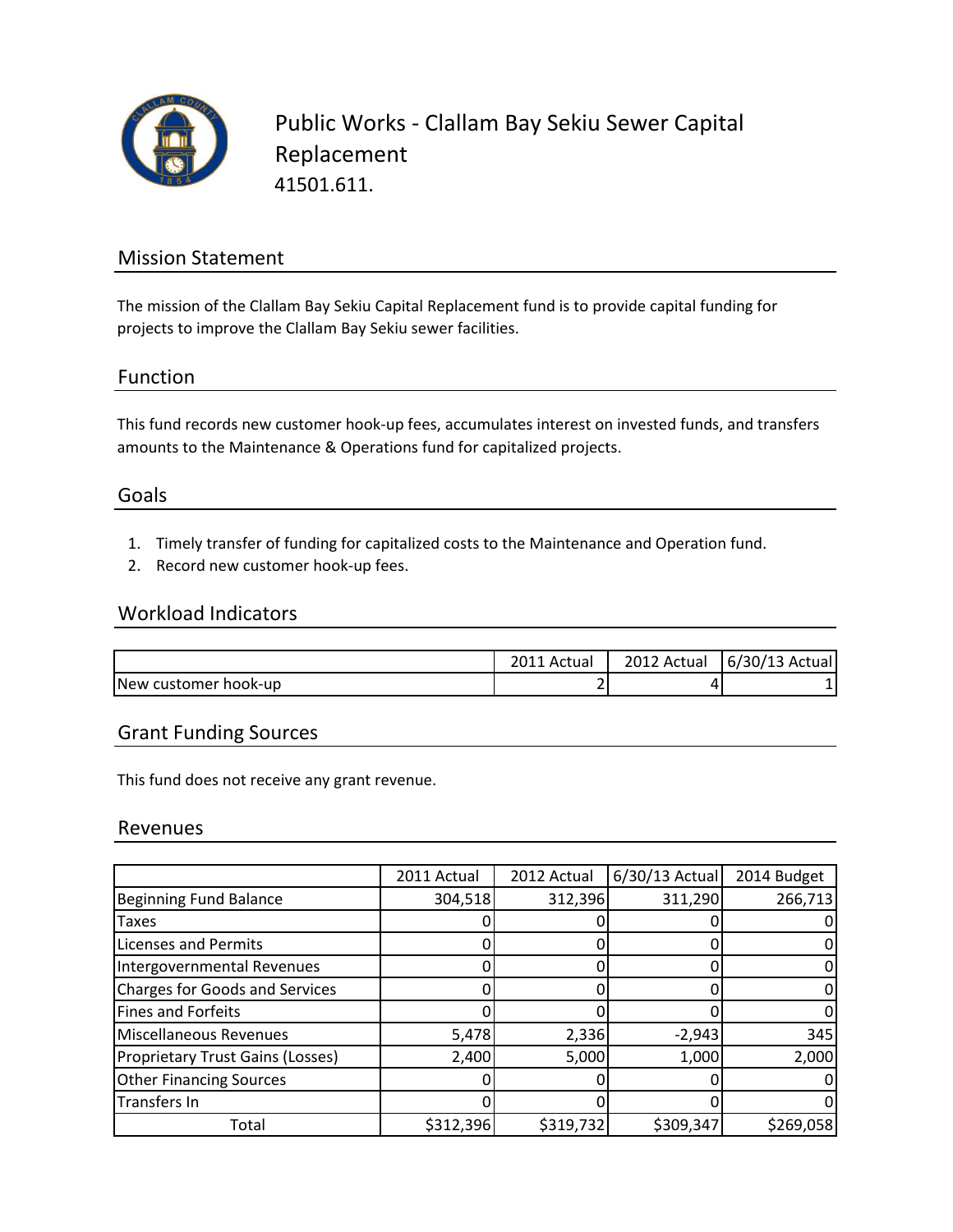# Public Works - Clallam Bay Sekiu Sewer Capital Replacement

41501.611.

## Mission Statement

The mission of the Clallam Bay Sekiu Capital Replacement fund is to provide capital funding for projects to improve the Clallam Bay Sekiu sewer facilities.

## Function

This fund records new customer hook-up fees, accumulates interest on invested funds, and transfers amounts to the Maintenance & Operations fund for capitalized projects.

## Goals

1. Timely transfer of funding for capitalized costs to the Maintenance and Operation fund.
2. Record new customer hook-up fees.

## Workload Indicators

| | 2011 Actual | 2012 Actual | 6/30/13 Actual |
|---|---|---|---|
| New customer hook-up | 2 | 4 | 1 |

## Grant Funding Sources

This fund does not receive any grant revenue.

## Revenues

| | 2011 Actual | 2012 Actual | 6/30/13 Actual | 2014 Budget |
|---|---|---|---|---|
| Beginning Fund Balance | 304,518 | 312,396 | 311,290 | 266,713 |
| Taxes | 0 | 0 | 0 | 0 |
| Licenses and Permits | 0 | 0 | 0 | 0 |
| Intergovernmental Revenues | 0 | 0 | 0 | 0 |
| Charges for Goods and Services | 0 | 0 | 0 | 0 |
| Fines and Forfeits | 0 | 0 | 0 | 0 |
| Miscellaneous Revenues | 5,478 | 2,336 | -2,943 | 345 |
| Proprietary Trust Gains (Losses) | 2,400 | 5,000 | 1,000 | 2,000 |
| Other Financing Sources | 0 | 0 | 0 | 0 |
| Transfers In | 0 | 0 | 0 | 0 |
| Total | $312,396 | $319,732 | $309,347 | $269,058 |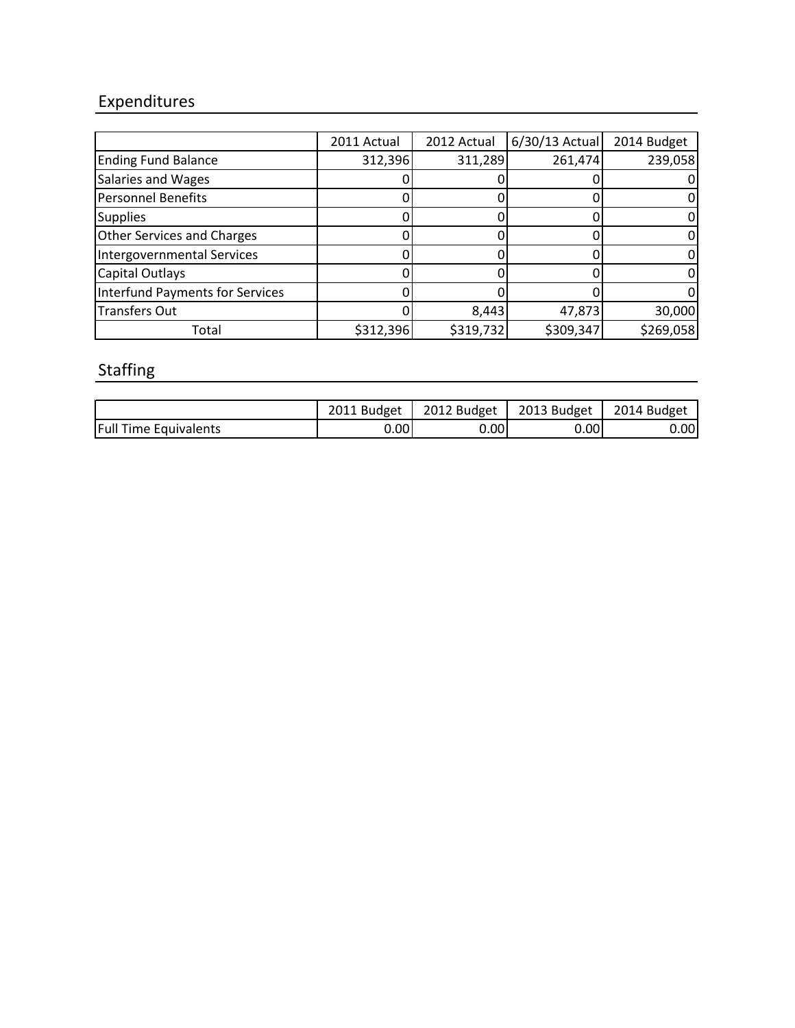## Expenditures

| | 2011 Actual | 2012 Actual | 6/30/13 Actual | 2014 Budget |
|---|---|---|---|---|
| Ending Fund Balance | 312,396 | 311,289 | 261,474 | 239,058 |
| Salaries and Wages | 0 | 0 | 0 | 0 |
| Personnel Benefits | 0 | 0 | 0 | 0 |
| Supplies | 0 | 0 | 0 | 0 |
| Other Services and Charges | 0 | 0 | 0 | 0 |
| Intergovernmental Services | 0 | 0 | 0 | 0 |
| Capital Outlays | 0 | 0 | 0 | 0 |
| Interfund Payments for Services | 0 | 0 | 0 | 0 |
| Transfers Out | 0 | 8,443 | 47,873 | 30,000 |
| Total | $312,396 | $319,732 | $309,347 | $269,058 |

## Staffing

| | 2011 Budget | 2012 Budget | 2013 Budget | 2014 Budget |
|---|---|---|---|---|
| Full Time Equivalents | 0.00 | 0.00 | 0.00 | 0.00 |